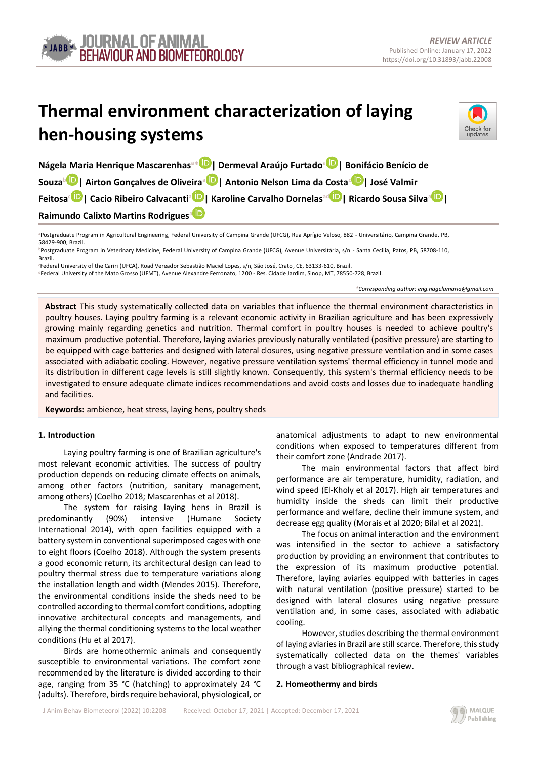REVIEW ARTICLE
Published Online: January 17, 2022
https://doi.org/10.31893/jabb.22008

# Thermal environment characterization of laying hen-housing systems

**Nágela Maria Henrique Mascarenhas**[a*] | **Dermeval Araújo Furtado**[a] | **Bonifácio Benício de Souza**[b] | **Airton Gonçalves de Oliveira**[a] | **Antonio Nelson Lima da Costa**[c] | **José Valmir Feitosa**[c] | **Cacio Ribeiro Calvacanti**[a] | **Karoline Carvalho Dornelas**[ad] | **Ricardo Sousa Silva**[a] | **Raimundo Calixto Martins Rodrigues**[a]

[a]Postgraduate Program in Agricultural Engineering, Federal University of Campina Grande (UFCG), Rua Aprígio Veloso, 882 - Universitário, Campina Grande, PB, 58429-900, Brazil.
[b]Postgraduate Program in Veterinary Medicine, Federal University of Campina Grande (UFCG), Avenue Universitária, s/n - Santa Cecilia, Patos, PB, 58708-110, Brazil.
[c]Federal University of the Cariri (UFCA), Road Vereador Sebastião Maciel Lopes, s/n, São José, Crato, CE, 63133-610, Brazil.
[d]Federal University of the Mato Grosso (UFMT), Avenue Alexandre Ferronato, 1200 - Res. Cidade Jardim, Sinop, MT, 78550-728, Brazil.

*Corresponding author: eng.nagelamaria@gmail.com*

**Abstract** This study systematically collected data on variables that influence the thermal environment characteristics in poultry houses. Laying poultry farming is a relevant economic activity in Brazilian agriculture and has been expressively growing mainly regarding genetics and nutrition. Thermal comfort in poultry houses is needed to achieve poultry's maximum productive potential. Therefore, laying aviaries previously naturally ventilated (positive pressure) are starting to be equipped with cage batteries and designed with lateral closures, using negative pressure ventilation and in some cases associated with adiabatic cooling. However, negative pressure ventilation systems' thermal efficiency in tunnel mode and its distribution in different cage levels is still slightly known. Consequently, this system's thermal efficiency needs to be investigated to ensure adequate climate indices recommendations and avoid costs and losses due to inadequate handling and facilities.

**Keywords:** ambience, heat stress, laying hens, poultry sheds

## 1. Introduction

Laying poultry farming is one of Brazilian agriculture's most relevant economic activities. The success of poultry production depends on reducing climate effects on animals, among other factors (nutrition, sanitary management, among others) (Coelho 2018; Mascarenhas et al 2018).

The system for raising laying hens in Brazil is predominantly (90%) intensive (Humane Society International 2014), with open facilities equipped with a battery system in conventional superimposed cages with one to eight floors (Coelho 2018). Although the system presents a good economic return, its architectural design can lead to poultry thermal stress due to temperature variations along the installation length and width (Mendes 2015). Therefore, the environmental conditions inside the sheds need to be controlled according to thermal comfort conditions, adopting innovative architectural concepts and managements, and allying the thermal conditioning systems to the local weather conditions (Hu et al 2017).

Birds are homeothermic animals and consequently susceptible to environmental variations. The comfort zone recommended by the literature is divided according to their age, ranging from 35 °C (hatching) to approximately 24 °C (adults). Therefore, birds require behavioral, physiological, or anatomical adjustments to adapt to new environmental conditions when exposed to temperatures different from their comfort zone (Andrade 2017).

The main environmental factors that affect bird performance are air temperature, humidity, radiation, and wind speed (El-Kholy et al 2017). High air temperatures and humidity inside the sheds can limit their productive performance and welfare, decline their immune system, and decrease egg quality (Morais et al 2020; Bilal et al 2021).

The focus on animal interaction and the environment was intensified in the sector to achieve a satisfactory production by providing an environment that contributes to the expression of its maximum productive potential. Therefore, laying aviaries equipped with batteries in cages with natural ventilation (positive pressure) started to be designed with lateral closures using negative pressure ventilation and, in some cases, associated with adiabatic cooling.

However, studies describing the thermal environment of laying aviaries in Brazil are still scarce. Therefore, this study systematically collected data on the themes' variables through a vast bibliographical review.

## 2. Homeothermy and birds

J Anim Behav Biometeorol (2022) 10:2208 Received: October 17, 2021 | Accepted: December 17, 2021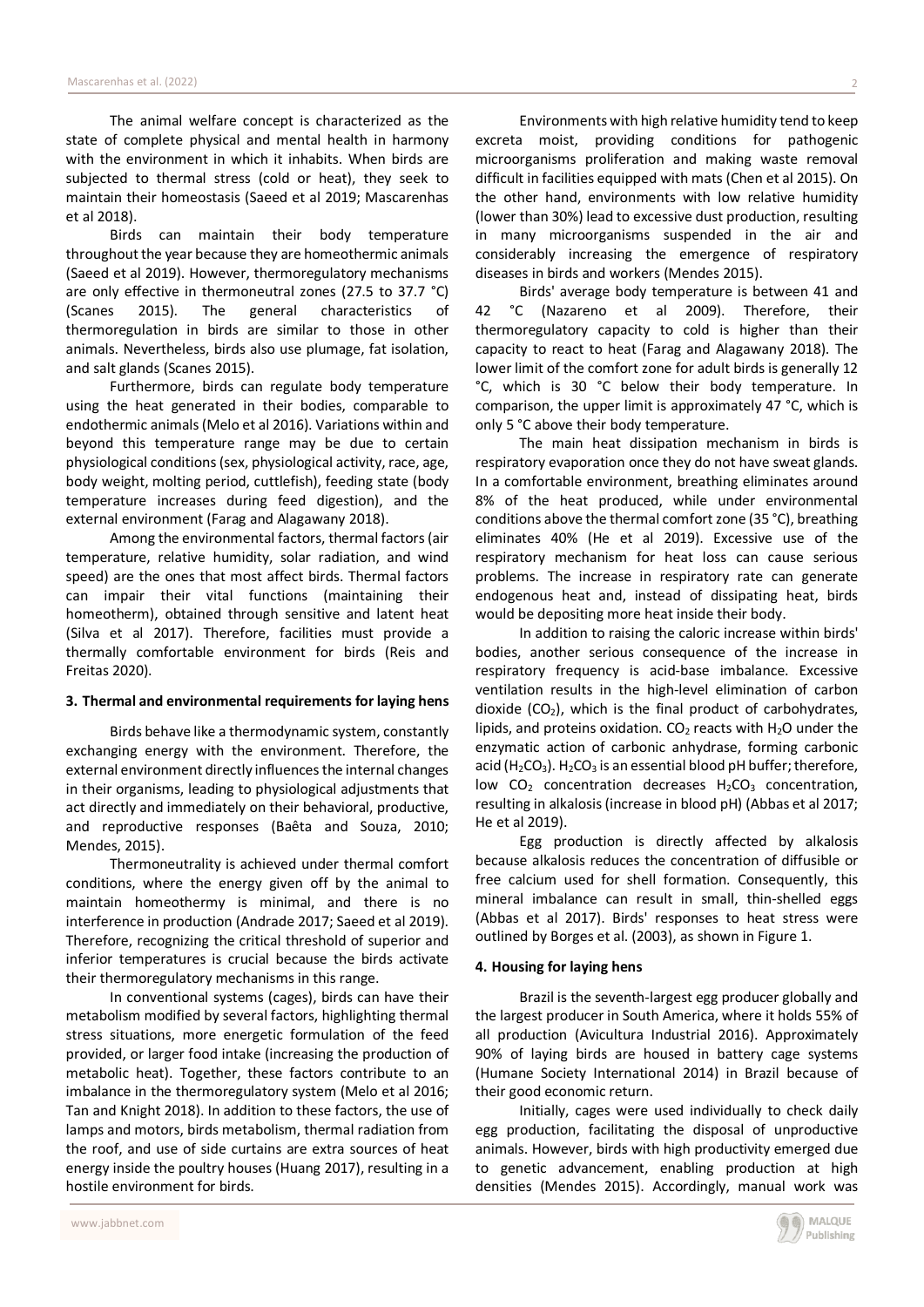The animal welfare concept is characterized as the state of complete physical and mental health in harmony with the environment in which it inhabits. When birds are subjected to thermal stress (cold or heat), they seek to maintain their homeostasis (Saeed et al 2019; Mascarenhas et al 2018).

Birds can maintain their body temperature throughout the year because they are homeothermic animals (Saeed et al 2019). However, thermoregulatory mechanisms are only effective in thermoneutral zones (27.5 to 37.7 °C) (Scanes 2015). The general characteristics of thermoregulation in birds are similar to those in other animals. Nevertheless, birds also use plumage, fat isolation, and salt glands (Scanes 2015).

Furthermore, birds can regulate body temperature using the heat generated in their bodies, comparable to endothermic animals (Melo et al 2016). Variations within and beyond this temperature range may be due to certain physiological conditions (sex, physiological activity, race, age, body weight, molting period, cuttlefish), feeding state (body temperature increases during feed digestion), and the external environment (Farag and Alagawany 2018).

Among the environmental factors, thermal factors (air temperature, relative humidity, solar radiation, and wind speed) are the ones that most affect birds. Thermal factors can impair their vital functions (maintaining their homeotherm), obtained through sensitive and latent heat (Silva et al 2017). Therefore, facilities must provide a thermally comfortable environment for birds (Reis and Freitas 2020).

### 3. Thermal and environmental requirements for laying hens

Birds behave like a thermodynamic system, constantly exchanging energy with the environment. Therefore, the external environment directly influences the internal changes in their organisms, leading to physiological adjustments that act directly and immediately on their behavioral, productive, and reproductive responses (Baêta and Souza, 2010; Mendes, 2015).

Thermoneutrality is achieved under thermal comfort conditions, where the energy given off by the animal to maintain homeothermy is minimal, and there is no interference in production (Andrade 2017; Saeed et al 2019). Therefore, recognizing the critical threshold of superior and inferior temperatures is crucial because the birds activate their thermoregulatory mechanisms in this range.

In conventional systems (cages), birds can have their metabolism modified by several factors, highlighting thermal stress situations, more energetic formulation of the feed provided, or larger food intake (increasing the production of metabolic heat). Together, these factors contribute to an imbalance in the thermoregulatory system (Melo et al 2016; Tan and Knight 2018). In addition to these factors, the use of lamps and motors, birds metabolism, thermal radiation from the roof, and use of side curtains are extra sources of heat energy inside the poultry houses (Huang 2017), resulting in a hostile environment for birds.

Environments with high relative humidity tend to keep excreta moist, providing conditions for pathogenic microorganisms proliferation and making waste removal difficult in facilities equipped with mats (Chen et al 2015). On the other hand, environments with low relative humidity (lower than 30%) lead to excessive dust production, resulting in many microorganisms suspended in the air and considerably increasing the emergence of respiratory diseases in birds and workers (Mendes 2015).

Birds' average body temperature is between 41 and 42 °C (Nazareno et al 2009). Therefore, their thermoregulatory capacity to cold is higher than their capacity to react to heat (Farag and Alagawany 2018). The lower limit of the comfort zone for adult birds is generally 12 °C, which is 30 °C below their body temperature. In comparison, the upper limit is approximately 47 °C, which is only 5 °C above their body temperature.

The main heat dissipation mechanism in birds is respiratory evaporation once they do not have sweat glands. In a comfortable environment, breathing eliminates around 8% of the heat produced, while under environmental conditions above the thermal comfort zone (35 °C), breathing eliminates 40% (He et al 2019). Excessive use of the respiratory mechanism for heat loss can cause serious problems. The increase in respiratory rate can generate endogenous heat and, instead of dissipating heat, birds would be depositing more heat inside their body.

In addition to raising the caloric increase within birds' bodies, another serious consequence of the increase in respiratory frequency is acid-base imbalance. Excessive ventilation results in the high-level elimination of carbon dioxide ($CO_2$), which is the final product of carbohydrates, lipids, and proteins oxidation. $CO_2$ reacts with $H_2O$ under the enzymatic action of carbonic anhydrase, forming carbonic acid ($H_2CO_3$). $H_2CO_3$ is an essential blood pH buffer; therefore, low $CO_2$ concentration decreases $H_2CO_3$ concentration, resulting in alkalosis (increase in blood pH) (Abbas et al 2017; He et al 2019).

Egg production is directly affected by alkalosis because alkalosis reduces the concentration of diffusible or free calcium used for shell formation. Consequently, this mineral imbalance can result in small, thin-shelled eggs (Abbas et al 2017). Birds' responses to heat stress were outlined by Borges et al. (2003), as shown in Figure 1.

### 4. Housing for laying hens

Brazil is the seventh-largest egg producer globally and the largest producer in South America, where it holds 55% of all production (Avicultura Industrial 2016). Approximately 90% of laying birds are housed in battery cage systems (Humane Society International 2014) in Brazil because of their good economic return.

Initially, cages were used individually to check daily egg production, facilitating the disposal of unproductive animals. However, birds with high productivity emerged due to genetic advancement, enabling production at high densities (Mendes 2015). Accordingly, manual work was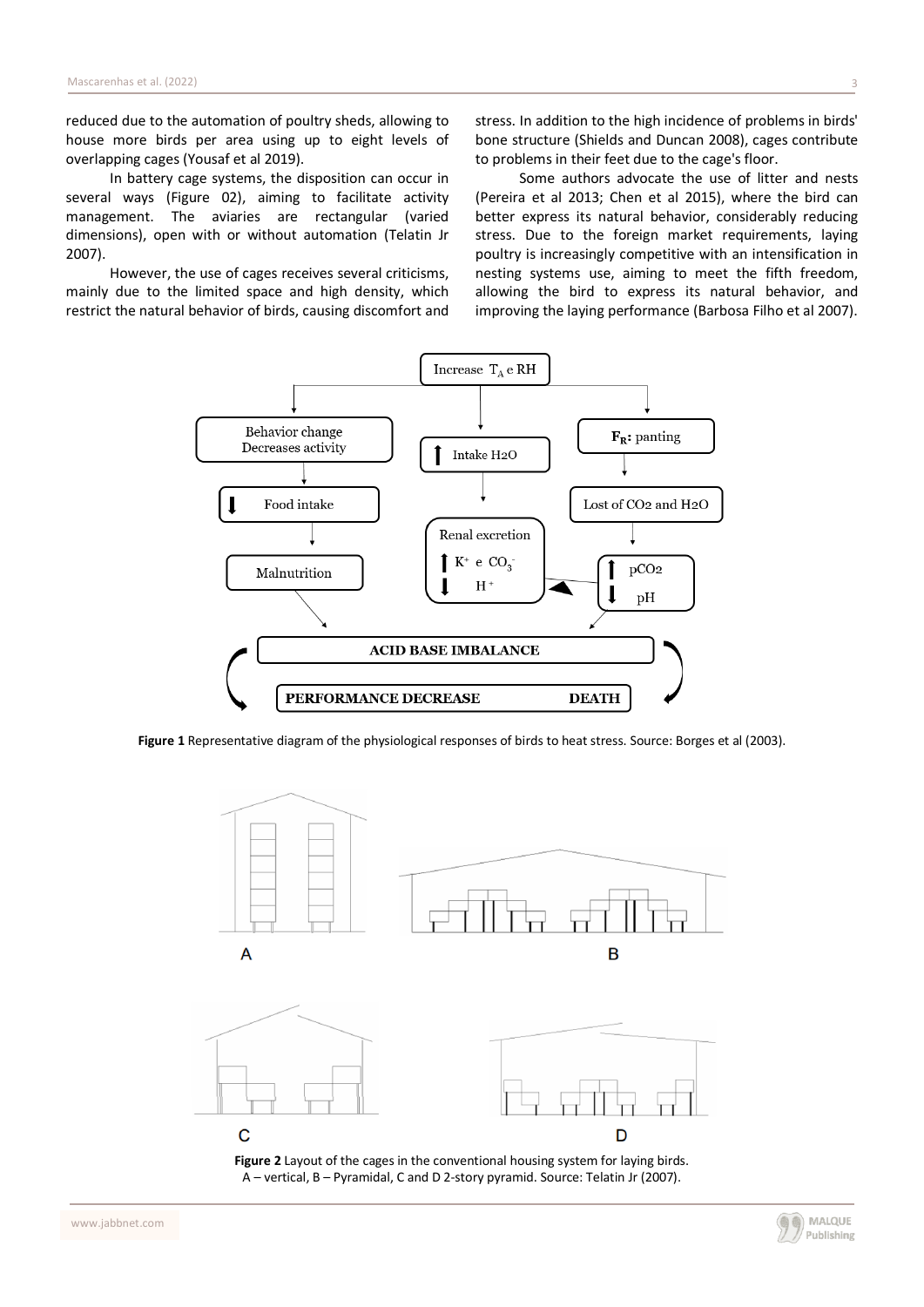reduced due to the automation of poultry sheds, allowing to house more birds per area using up to eight levels of overlapping cages (Yousaf et al 2019).

In battery cage systems, the disposition can occur in several ways (Figure 02), aiming to facilitate activity management. The aviaries are rectangular (varied dimensions), open with or without automation (Telatin Jr 2007).

However, the use of cages receives several criticisms, mainly due to the limited space and high density, which restrict the natural behavior of birds, causing discomfort and stress. In addition to the high incidence of problems in birds' bone structure (Shields and Duncan 2008), cages contribute to problems in their feet due to the cage's floor.

Some authors advocate the use of litter and nests (Pereira et al 2013; Chen et al 2015), where the bird can better express its natural behavior, considerably reducing stress. Due to the foreign market requirements, laying poultry is increasingly competitive with an intensification in nesting systems use, aiming to meet the fifth freedom, allowing the bird to express its natural behavior, and improving the laying performance (Barbosa Filho et al 2007).

**Figure 1** Representative diagram of the physiological responses of birds to heat stress. Source: Borges et al (2003).

**Figure 2** Layout of the cages in the conventional housing system for laying birds. A – vertical, B – Pyramidal, C and D 2-story pyramid. Source: Telatin Jr (2007).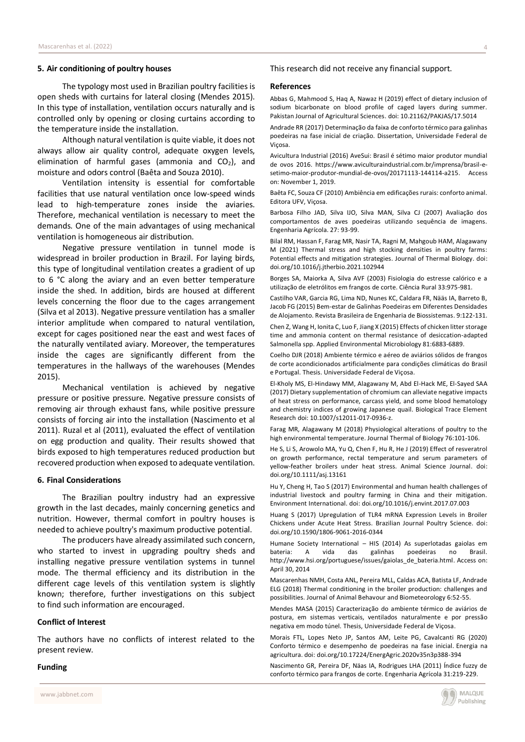## 5. Air conditioning of poultry houses

The typology most used in Brazilian poultry facilities is open sheds with curtains for lateral closing (Mendes 2015). In this type of installation, ventilation occurs naturally and is controlled only by opening or closing curtains according to the temperature inside the installation.

Although natural ventilation is quite viable, it does not always allow air quality control, adequate oxygen levels, elimination of harmful gases (ammonia and $CO_2$), and moisture and odors control (Baêta and Souza 2010).

Ventilation intensity is essential for comfortable facilities that use natural ventilation once low-speed winds lead to high-temperature zones inside the aviaries. Therefore, mechanical ventilation is necessary to meet the demands. One of the main advantages of using mechanical ventilation is homogeneous air distribution.

Negative pressure ventilation in tunnel mode is widespread in broiler production in Brazil. For laying birds, this type of longitudinal ventilation creates a gradient of up to 6 °C along the aviary and an even better temperature inside the shed. In addition, birds are housed at different levels concerning the floor due to the cages arrangement (Silva et al 2013). Negative pressure ventilation has a smaller interior amplitude when compared to natural ventilation, except for cages positioned near the east and west faces of the naturally ventilated aviary. Moreover, the temperatures inside the cages are significantly different from the temperatures in the hallways of the warehouses (Mendes 2015).

Mechanical ventilation is achieved by negative pressure or positive pressure. Negative pressure consists of removing air through exhaust fans, while positive pressure consists of forcing air into the installation (Nascimento et al 2011). Ruzal et al (2011), evaluated the effect of ventilation on egg production and quality. Their results showed that birds exposed to high temperatures reduced production but recovered production when exposed to adequate ventilation.

## 6. Final Considerations

The Brazilian poultry industry had an expressive growth in the last decades, mainly concerning genetics and nutrition. However, thermal comfort in poultry houses is needed to achieve poultry's maximum productive potential.

The producers have already assimilated such concern, who started to invest in upgrading poultry sheds and installing negative pressure ventilation systems in tunnel mode. The thermal efficiency and its distribution in the different cage levels of this ventilation system is slightly known; therefore, further investigations on this subject to find such information are encouraged.

### Conflict of Interest

The authors have no conflicts of interest related to the present review.

### Funding

This research did not receive any financial support.

### References

Abbas G, Mahmood S, Haq A, Nawaz H (2019) effect of dietary inclusion of sodium bicarbonate on blood profile of caged layers during summer. Pakistan Journal of Agricultural Sciences. doi: 10.21162/PAKJAS/17.5014

Andrade RR (2017) Determinação da faixa de conforto térmico para galinhas poedeiras na fase inicial de criação. Dissertation, Universidade Federal de Viçosa.

Avicultura Industrial (2016) AveSui: Brasil é sétimo maior produtor mundial de ovos 2016. https://www.aviculturaindustrial.com.br/imprensa/brasil-e-setimo-maior-produtor-mundial-de-ovos/20171113-144114-a215. Access on: November 1, 2019.

Baêta FC, Souza CF (2010) Ambiência em edificações rurais: conforto animal. Editora UFV, Viçosa.

Barbosa Filho JAD, Silva IJO, Silva MAN, Silva CJ (2007) Avaliação dos comportamentos de aves poedeiras utilizando sequência de imagens. Engenharia Agrícola. 27: 93-99.

Bilal RM, Hassan F, Farag MR, Nasir TA, Ragni M, Mahgoub HAM, Alagawany M (2021) Thermal stress and high stocking densities in poultry farms: Potential effects and mitigation strategies. Journal of Thermal Biology. doi: doi.org/10.1016/j.jtherbio.2021.102944

Borges SA, Maiorka A, Silva AVF (2003) Fisiologia do estresse calórico e a utilização de eletrólitos em frangos de corte. Ciência Rural 33:975-981.

Castilho VAR, Garcia RG, Lima ND, Nunes KC, Caldara FR, Nääs IA, Barreto B, Jacob FG (2015) Bem-estar de Galinhas Poedeiras em Diferentes Densidades de Alojamento. Revista Brasileira de Engenharia de Biossistemas. 9:122-131.

Chen Z, Wang H, Ionita C, Luo F, Jiang X (2015) Effects of chicken litter storage time and ammonia content on thermal resistance of desiccation-adapted Salmonella spp. Applied Environmental Microbiology 81:6883-6889.

Coelho DJR (2018) Ambiente térmico e aéreo de aviários sólidos de frangos de corte acondicionados artificialmente para condições climáticas do Brasil e Portugal. Thesis. Universidade Federal de Viçosa.

El-Kholy MS, El-Hindawy MM, Alagawany M, Abd El-Hack ME, El-Sayed SAA (2017) Dietary supplementation of chromium can alleviate negative impacts of heat stress on performance, carcass yield, and some blood hematology and chemistry indices of growing Japanese quail. Biological Trace Element Research doi: 10.1007/s12011-017-0936-z.

Farag MR, Alagawany M (2018) Physiological alterations of poultry to the high environmental temperature. Journal Thermal of Biology 76:101-106.

He S, Li S, Arowolo MA, Yu Q, Chen F, Hu R, He J (2019) Effect of resveratrol on growth performance, rectal temperature and serum parameters of yellow-feather broilers under heat stress. Animal Science Journal. doi: doi.org/10.1111/asj.13161

Hu Y, Cheng H, Tao S (2017) Environmental and human health challenges of industrial livestock and poultry farming in China and their mitigation. Environment International. doi: doi.org/10.1016/j.envint.2017.07.003

Huang S (2017) Upregulation of TLR4 mRNA Expression Levels in Broiler Chickens under Acute Heat Stress. Brazilian Journal Poultry Science. doi: doi.org/10.1590/1806-9061-2016-0344

Humane Society International – HIS (2014) As superlotadas gaiolas em bateria: A vida das galinhas poedeiras no Brasil. http://www.hsi.org/portuguese/issues/gaiolas_de_bateria.html. Access on: April 30, 2014

Mascarenhas NMH, Costa ANL, Pereira MLL, Caldas ACA, Batista LF, Andrade ELG (2018) Thermal conditioning in the broiler production: challenges and possibilities. Journal of Animal Behavour and Biometeorology 6:52-55.

Mendes MASA (2015) Caracterização do ambiente térmico de aviários de postura, em sistemas verticais, ventilados naturalmente e por pressão negativa em modo túnel. Thesis, Universidade Federal de Viçosa.

Morais FTL, Lopes Neto JP, Santos AM, Leite PG, Cavalcanti RG (2020) Conforto térmico e desempenho de poedeiras na fase inicial. Energia na agricultura. doi: doi.org/10.17224/EnergAgric.2020v35n3p388-394

Nascimento GR, Pereira DF, Näas IA, Rodrigues LHA (2011) Índice fuzzy de conforto térmico para frangos de corte. Engenharia Agrícola 31:219-229.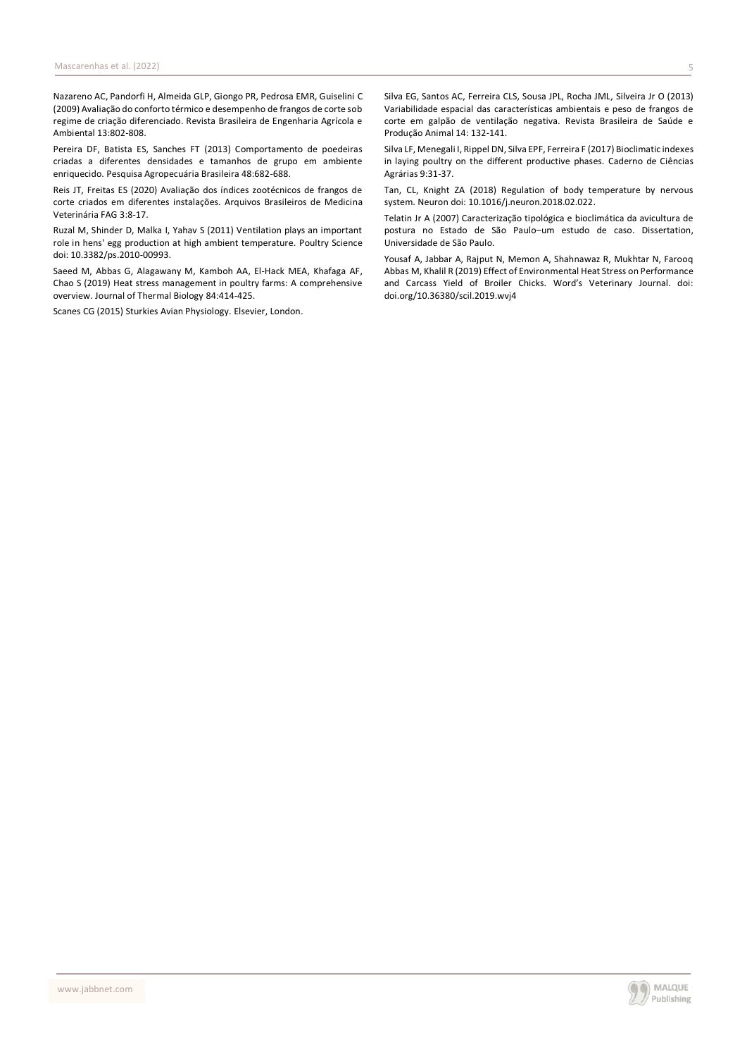Nazareno AC, Pandorfi H, Almeida GLP, Giongo PR, Pedrosa EMR, Guiselini C (2009) Avaliação do conforto térmico e desempenho de frangos de corte sob regime de criação diferenciado. Revista Brasileira de Engenharia Agrícola e Ambiental 13:802-808.

Pereira DF, Batista ES, Sanches FT (2013) Comportamento de poedeiras criadas a diferentes densidades e tamanhos de grupo em ambiente enriquecido. Pesquisa Agropecuária Brasileira 48:682-688.

Reis JT, Freitas ES (2020) Avaliação dos índices zootécnicos de frangos de corte criados em diferentes instalações. Arquivos Brasileiros de Medicina Veterinária FAG 3:8-17.

Ruzal M, Shinder D, Malka I, Yahav S (2011) Ventilation plays an important role in hens' egg production at high ambient temperature. Poultry Science doi: 10.3382/ps.2010-00993.

Saeed M, Abbas G, Alagawany M, Kamboh AA, El-Hack MEA, Khafaga AF, Chao S (2019) Heat stress management in poultry farms: A comprehensive overview. Journal of Thermal Biology 84:414-425.

Scanes CG (2015) Sturkies Avian Physiology. Elsevier, London.

Silva EG, Santos AC, Ferreira CLS, Sousa JPL, Rocha JML, Silveira Jr O (2013) Variabilidade espacial das características ambientais e peso de frangos de corte em galpão de ventilação negativa. Revista Brasileira de Saúde e Produção Animal 14: 132-141.

Silva LF, Menegali I, Rippel DN, Silva EPF, Ferreira F (2017) Bioclimatic indexes in laying poultry on the different productive phases. Caderno de Ciências Agrárias 9:31-37.

Tan, CL, Knight ZA (2018) Regulation of body temperature by nervous system. Neuron doi: 10.1016/j.neuron.2018.02.022.

Telatin Jr A (2007) Caracterização tipológica e bioclimática da avicultura de postura no Estado de São Paulo–um estudo de caso. Dissertation, Universidade de São Paulo.

Yousaf A, Jabbar A, Rajput N, Memon A, Shahnawaz R, Mukhtar N, Farooq Abbas M, Khalil R (2019) Effect of Environmental Heat Stress on Performance and Carcass Yield of Broiler Chicks. Word's Veterinary Journal. doi: doi.org/10.36380/scil.2019.wvj4